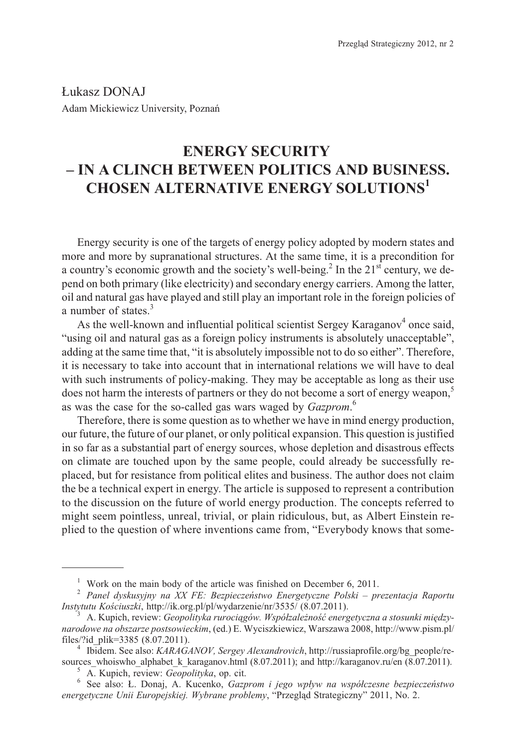Łukasz DONAJ
Adam Mickiewicz University, Poznań

# ENERGY SECURITY – IN A CLINCH BETWEEN POLITICS AND BUSINESS. CHOSEN ALTERNATIVE ENERGY SOLUTIONS[1]

Energy security is one of the targets of energy policy adopted by modern states and more and more by supranational structures. At the same time, it is a precondition for a country's economic growth and the society's well-being.[2] In the 21st century, we depend on both primary (like electricity) and secondary energy carriers. Among the latter, oil and natural gas have played and still play an important role in the foreign policies of a number of states.[3]

As the well-known and influential political scientist Sergey Karaganov[4] once said, "using oil and natural gas as a foreign policy instruments is absolutely unacceptable", adding at the same time that, "it is absolutely impossible not to do so either". Therefore, it is necessary to take into account that in international relations we will have to deal with such instruments of policy-making. They may be acceptable as long as their use does not harm the interests of partners or they do not become a sort of energy weapon,[5] as was the case for the so-called gas wars waged by *Gazprom*.[6]

Therefore, there is some question as to whether we have in mind energy production, our future, the future of our planet, or only political expansion. This question is justified in so far as a substantial part of energy sources, whose depletion and disastrous effects on climate are touched upon by the same people, could already be successfully replaced, but for resistance from political elites and business. The author does not claim the be a technical expert in energy. The article is supposed to represent a contribution to the discussion on the future of world energy production. The concepts referred to might seem pointless, unreal, trivial, or plain ridiculous, but, as Albert Einstein replied to the question of where inventions came from, "Everybody knows that some-

---

[1] Work on the main body of the article was finished on December 6, 2011.

[2] *Panel dyskusyjny na XX FE: Bezpieczeństwo Energetyczne Polski – prezentacja Raportu Instytutu Kościuszki*, http://ik.org.pl/pl/wydarzenie/nr/3535/ (8.07.2011).

[3] A. Kupich, review: *Geopolityka rurociągów. Współzależność energetyczna a stosunki międzynarodowe na obszarze postsowieckim*, (ed.) E. Wyciszkiewicz, Warszawa 2008, http://www.pism.pl/files/?id_plik=3385 (8.07.2011).

[4] Ibidem. See also: *KARAGANOV, Sergey Alexandrovich*, http://russiaprofile.org/bg_people/resources_whoiswho_alphabet_k_karaganov.html (8.07.2011); and http://karaganov.ru/en (8.07.2011).

[5] A. Kupich, review: *Geopolityka*, op. cit.

[6] See also: Ł. Donaj, A. Kucenko, *Gazprom i jego wpływ na współczesne bezpieczeństwo energetyczne Unii Europejskiej. Wybrane problemy*, "Przegląd Strategiczny" 2011, No. 2.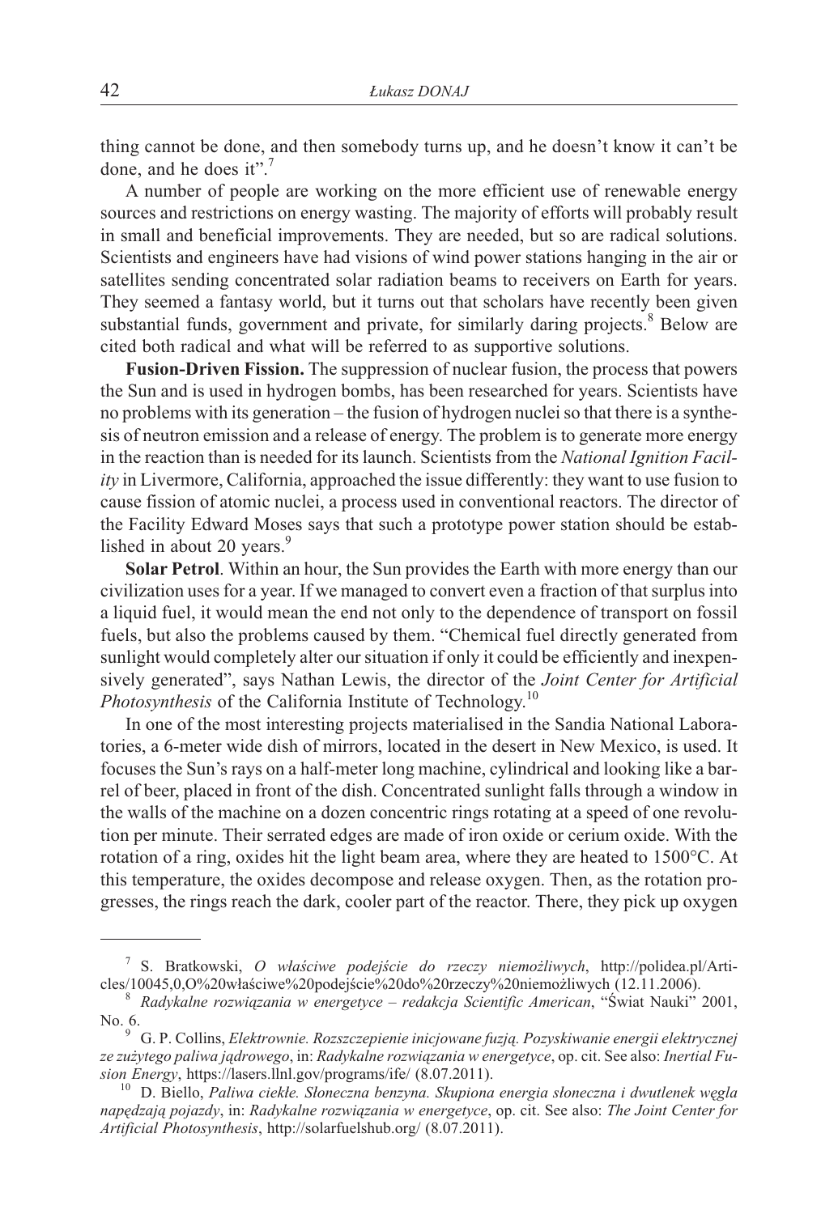thing cannot be done, and then somebody turns up, and he doesn't know it can't be done, and he does it".[7]

A number of people are working on the more efficient use of renewable energy sources and restrictions on energy wasting. The majority of efforts will probably result in small and beneficial improvements. They are needed, but so are radical solutions. Scientists and engineers have had visions of wind power stations hanging in the air or satellites sending concentrated solar radiation beams to receivers on Earth for years. They seemed a fantasy world, but it turns out that scholars have recently been given substantial funds, government and private, for similarly daring projects.[8] Below are cited both radical and what will be referred to as supportive solutions.

**Fusion-Driven Fission.** The suppression of nuclear fusion, the process that powers the Sun and is used in hydrogen bombs, has been researched for years. Scientists have no problems with its generation – the fusion of hydrogen nuclei so that there is a synthesis of neutron emission and a release of energy. The problem is to generate more energy in the reaction than is needed for its launch. Scientists from the *National Ignition Facility* in Livermore, California, approached the issue differently: they want to use fusion to cause fission of atomic nuclei, a process used in conventional reactors. The director of the Facility Edward Moses says that such a prototype power station should be established in about 20 years.[9]

**Solar Petrol**. Within an hour, the Sun provides the Earth with more energy than our civilization uses for a year. If we managed to convert even a fraction of that surplus into a liquid fuel, it would mean the end not only to the dependence of transport on fossil fuels, but also the problems caused by them. "Chemical fuel directly generated from sunlight would completely alter our situation if only it could be efficiently and inexpensively generated", says Nathan Lewis, the director of the *Joint Center for Artificial Photosynthesis* of the California Institute of Technology.[10]

In one of the most interesting projects materialised in the Sandia National Laboratories, a 6-meter wide dish of mirrors, located in the desert in New Mexico, is used. It focuses the Sun's rays on a half-meter long machine, cylindrical and looking like a barrel of beer, placed in front of the dish. Concentrated sunlight falls through a window in the walls of the machine on a dozen concentric rings rotating at a speed of one revolution per minute. Their serrated edges are made of iron oxide or cerium oxide. With the rotation of a ring, oxides hit the light beam area, where they are heated to 1500°C. At this temperature, the oxides decompose and release oxygen. Then, as the rotation progresses, the rings reach the dark, cooler part of the reactor. There, they pick up oxygen

---

[7] S. Bratkowski, *O właściwe podejście do rzeczy niemożliwych*, http://polidea.pl/Articles/10045,0,O%20właściwe%20podejście%20do%20rzeczy%20niemożliwych (12.11.2006).

[8] *Radykalne rozwiązania w energetyce – redakcja Scientific American*, "Świat Nauki" 2001, No. 6.

[9] G. P. Collins, *Elektrownie. Rozszczepienie inicjowane fuzją. Pozyskiwanie energii elektrycznej ze zużytego paliwa jądrowego*, in: *Radykalne rozwiązania w energetyce*, op. cit. See also: *Inertial Fusion Energy*, https://lasers.llnl.gov/programs/ife/ (8.07.2011).

[10] D. Biello, *Paliwa ciekłe. Słoneczna benzyna. Skupiona energia słoneczna i dwutlenek węgla napędzają pojazdy*, in: *Radykalne rozwiązania w energetyce*, op. cit. See also: *The Joint Center for Artificial Photosynthesis*, http://solarfuelshub.org/ (8.07.2011).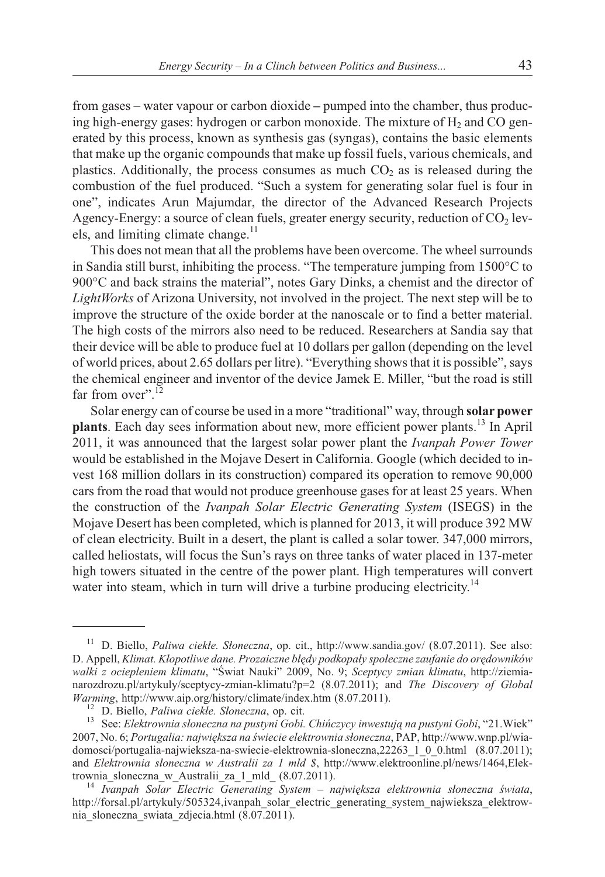from gases – water vapour or carbon dioxide – pumped into the chamber, thus producing high-energy gases: hydrogen or carbon monoxide. The mixture of $H_2$ and CO generated by this process, known as synthesis gas (syngas), contains the basic elements that make up the organic compounds that make up fossil fuels, various chemicals, and plastics. Additionally, the process consumes as much $CO_2$ as is released during the combustion of the fuel produced. "Such a system for generating solar fuel is four in one", indicates Arun Majumdar, the director of the Advanced Research Projects Agency-Energy: a source of clean fuels, greater energy security, reduction of $CO_2$ levels, and limiting climate change.[11]

This does not mean that all the problems have been overcome. The wheel surrounds in Sandia still burst, inhibiting the process. "The temperature jumping from 1500°C to 900°C and back strains the material", notes Gary Dinks, a chemist and the director of *LightWorks* of Arizona University, not involved in the project. The next step will be to improve the structure of the oxide border at the nanoscale or to find a better material. The high costs of the mirrors also need to be reduced. Researchers at Sandia say that their device will be able to produce fuel at 10 dollars per gallon (depending on the level of world prices, about 2.65 dollars per litre). "Everything shows that it is possible", says the chemical engineer and inventor of the device Jamek E. Miller, "but the road is still far from over".[12]

Solar energy can of course be used in a more "traditional" way, through **solar power plants**. Each day sees information about new, more efficient power plants.[13] In April 2011, it was announced that the largest solar power plant the *Ivanpah Power Tower* would be established in the Mojave Desert in California. Google (which decided to invest 168 million dollars in its construction) compared its operation to remove 90,000 cars from the road that would not produce greenhouse gases for at least 25 years. When the construction of the *Ivanpah Solar Electric Generating System* (ISEGS) in the Mojave Desert has been completed, which is planned for 2013, it will produce 392 MW of clean electricity. Built in a desert, the plant is called a solar tower. 347,000 mirrors, called heliostats, will focus the Sun's rays on three tanks of water placed in 137-meter high towers situated in the centre of the power plant. High temperatures will convert water into steam, which in turn will drive a turbine producing electricity.[14]

---

[11] D. Biello, *Paliwa ciekłe. Słoneczna*, op. cit., http://www.sandia.gov/ (8.07.2011). See also: D. Appell, *Klimat. Kłopotliwe dane. Prozaiczne błędy podkopały społeczne zaufanie do orędowników walki z ociepleniem klimatu*, "Świat Nauki" 2009, No. 9; *Sceptycy zmian klimatu*, http://ziemianarozdrozu.pl/artykuly/sceptycy-zmian-klimatu?p=2 (8.07.2011); and *The Discovery of Global Warming*, http://www.aip.org/history/climate/index.htm (8.07.2011).

[12] D. Biello, *Paliwa ciekłe. Słoneczna*, op. cit.

[13] See: *Elektrownia słoneczna na pustyni Gobi. Chińczycy inwestują na pustyni Gobi*, "21.Wiek" 2007, No. 6; *Portugalia: największa na świecie elektrownia słoneczna*, PAP, http://www.wnp.pl/wiadomosci/portugalia-najwieksza-na-swiecie-elektrownia-sloneczna,22263_1_0_0.html (8.07.2011); and *Elektrownia słoneczna w Australii za 1 mld $*, http://www.elektroonline.pl/news/1464,Elektrownia_sloneczna_w_Australii_za_1_mld_ (8.07.2011).

[14] *Ivanpah Solar Electric Generating System – największa elektrownia słoneczna świata*, http://forsal.pl/artykuly/505324,ivanpah_solar_electric_generating_system_najwieksza_elektrownia_sloneczna_swiata_zdjecia.html (8.07.2011).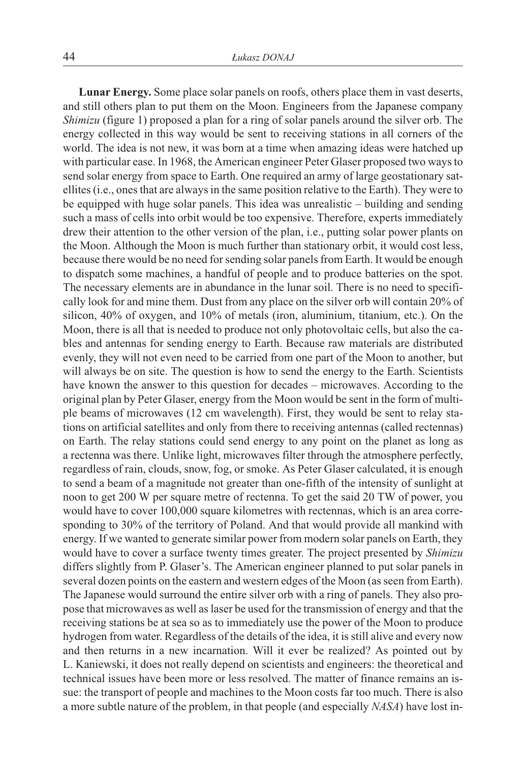**Lunar Energy.** Some place solar panels on roofs, others place them in vast deserts, and still others plan to put them on the Moon. Engineers from the Japanese company *Shimizu* (figure 1) proposed a plan for a ring of solar panels around the silver orb. The energy collected in this way would be sent to receiving stations in all corners of the world. The idea is not new, it was born at a time when amazing ideas were hatched up with particular ease. In 1968, the American engineer Peter Glaser proposed two ways to send solar energy from space to Earth. One required an army of large geostationary satellites (i.e., ones that are always in the same position relative to the Earth). They were to be equipped with huge solar panels. This idea was unrealistic – building and sending such a mass of cells into orbit would be too expensive. Therefore, experts immediately drew their attention to the other version of the plan, i.e., putting solar power plants on the Moon. Although the Moon is much further than stationary orbit, it would cost less, because there would be no need for sending solar panels from Earth. It would be enough to dispatch some machines, a handful of people and to produce batteries on the spot. The necessary elements are in abundance in the lunar soil. There is no need to specifically look for and mine them. Dust from any place on the silver orb will contain 20% of silicon, 40% of oxygen, and 10% of metals (iron, aluminium, titanium, etc.). On the Moon, there is all that is needed to produce not only photovoltaic cells, but also the cables and antennas for sending energy to Earth. Because raw materials are distributed evenly, they will not even need to be carried from one part of the Moon to another, but will always be on site. The question is how to send the energy to the Earth. Scientists have known the answer to this question for decades – microwaves. According to the original plan by Peter Glaser, energy from the Moon would be sent in the form of multiple beams of microwaves (12 cm wavelength). First, they would be sent to relay stations on artificial satellites and only from there to receiving antennas (called rectennas) on Earth. The relay stations could send energy to any point on the planet as long as a rectenna was there. Unlike light, microwaves filter through the atmosphere perfectly, regardless of rain, clouds, snow, fog, or smoke. As Peter Glaser calculated, it is enough to send a beam of a magnitude not greater than one-fifth of the intensity of sunlight at noon to get 200 W per square metre of rectenna. To get the said 20 TW of power, you would have to cover 100,000 square kilometres with rectennas, which is an area corresponding to 30% of the territory of Poland. And that would provide all mankind with energy. If we wanted to generate similar power from modern solar panels on Earth, they would have to cover a surface twenty times greater. The project presented by *Shimizu* differs slightly from P. Glaser's. The American engineer planned to put solar panels in several dozen points on the eastern and western edges of the Moon (as seen from Earth). The Japanese would surround the entire silver orb with a ring of panels. They also propose that microwaves as well as laser be used for the transmission of energy and that the receiving stations be at sea so as to immediately use the power of the Moon to produce hydrogen from water. Regardless of the details of the idea, it is still alive and every now and then returns in a new incarnation. Will it ever be realized? As pointed out by L. Kaniewski, it does not really depend on scientists and engineers: the theoretical and technical issues have been more or less resolved. The matter of finance remains an issue: the transport of people and machines to the Moon costs far too much. There is also a more subtle nature of the problem, in that people (and especially *NASA*) have lost in-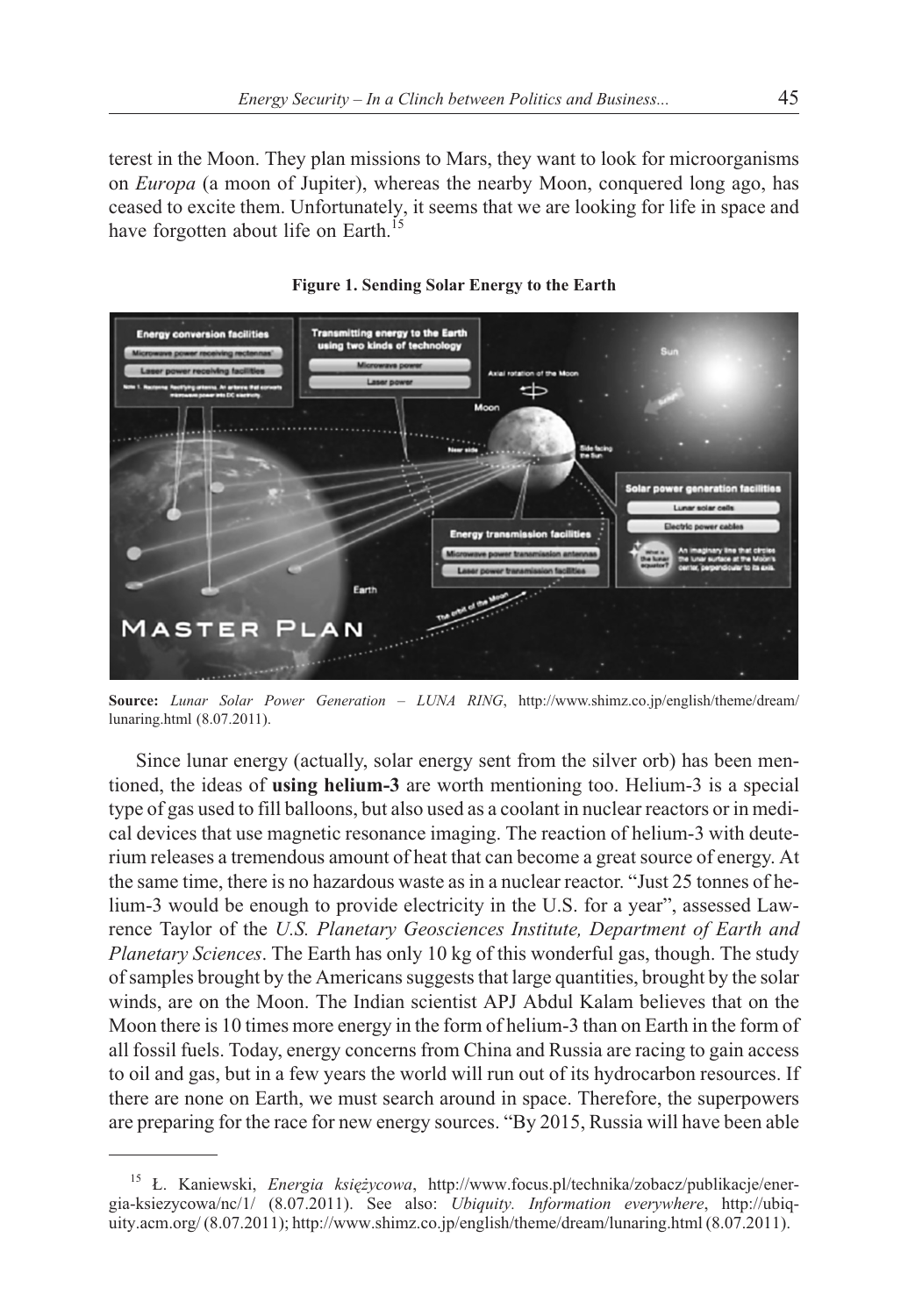terest in the Moon. They plan missions to Mars, they want to look for microorganisms on *Europa* (a moon of Jupiter), whereas the nearby Moon, conquered long ago, has ceased to excite them. Unfortunately, it seems that we are looking for life in space and have forgotten about life on Earth.[15]

**Figure 1. Sending Solar Energy to the Earth**

**Source:** *Lunar Solar Power Generation – LUNA RING*, http://www.shimz.co.jp/english/theme/dream/lunaring.html (8.07.2011).

Since lunar energy (actually, solar energy sent from the silver orb) has been mentioned, the ideas of **using helium-3** are worth mentioning too. Helium-3 is a special type of gas used to fill balloons, but also used as a coolant in nuclear reactors or in medical devices that use magnetic resonance imaging. The reaction of helium-3 with deuterium releases a tremendous amount of heat that can become a great source of energy. At the same time, there is no hazardous waste as in a nuclear reactor. "Just 25 tonnes of helium-3 would be enough to provide electricity in the U.S. for a year", assessed Lawrence Taylor of the *U.S. Planetary Geosciences Institute, Department of Earth and Planetary Sciences*. The Earth has only 10 kg of this wonderful gas, though. The study of samples brought by the Americans suggests that large quantities, brought by the solar winds, are on the Moon. The Indian scientist APJ Abdul Kalam believes that on the Moon there is 10 times more energy in the form of helium-3 than on Earth in the form of all fossil fuels. Today, energy concerns from China and Russia are racing to gain access to oil and gas, but in a few years the world will run out of its hydrocarbon resources. If there are none on Earth, we must search around in space. Therefore, the superpowers are preparing for the race for new energy sources. "By 2015, Russia will have been able

[15] Ł. Kaniewski, *Energia księżycowa*, http://www.focus.pl/technika/zobacz/publikacje/energia-ksiezycowa/nc/1/ (8.07.2011). See also: *Ubiquity. Information everywhere*, http://ubiquity.acm.org/ (8.07.2011); http://www.shimz.co.jp/english/theme/dream/lunaring.html (8.07.2011).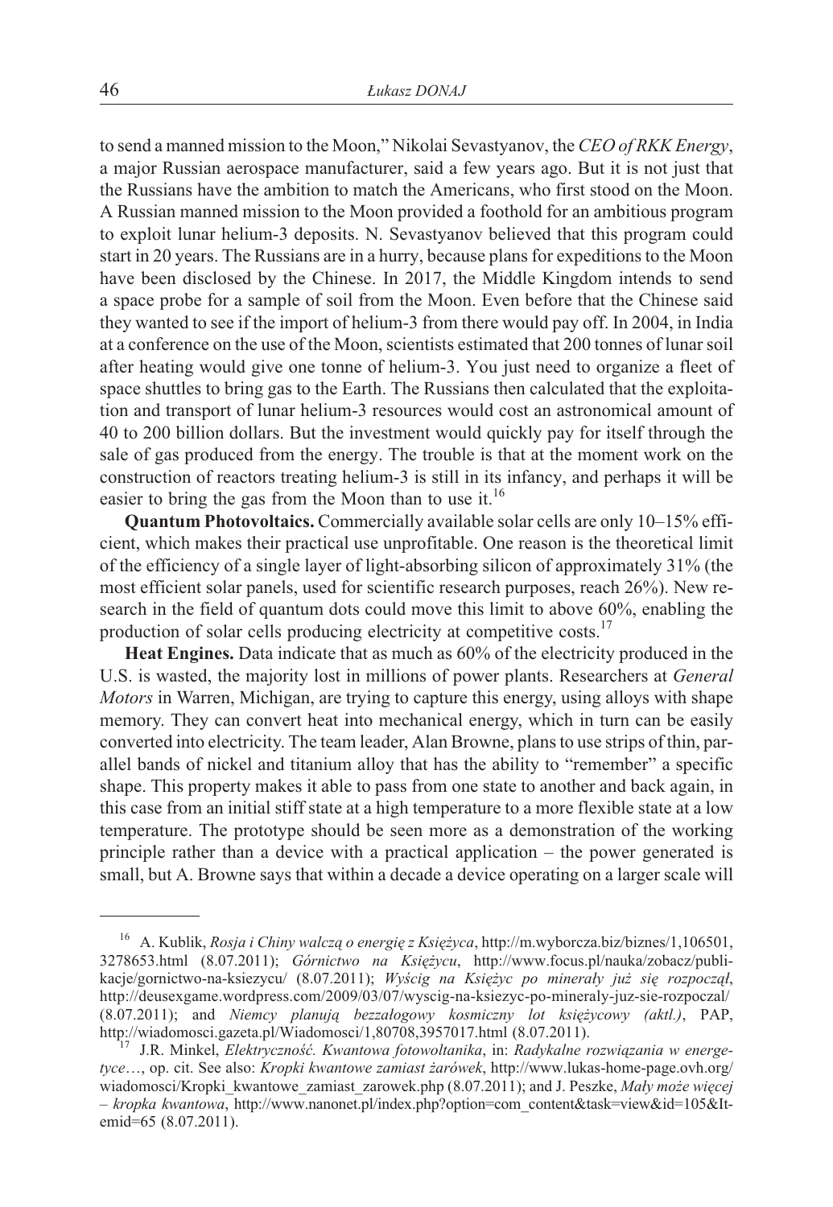to send a manned mission to the Moon," Nikolai Sevastyanov, the *CEO of RKK Energy*, a major Russian aerospace manufacturer, said a few years ago. But it is not just that the Russians have the ambition to match the Americans, who first stood on the Moon. A Russian manned mission to the Moon provided a foothold for an ambitious program to exploit lunar helium-3 deposits. N. Sevastyanov believed that this program could start in 20 years. The Russians are in a hurry, because plans for expeditions to the Moon have been disclosed by the Chinese. In 2017, the Middle Kingdom intends to send a space probe for a sample of soil from the Moon. Even before that the Chinese said they wanted to see if the import of helium-3 from there would pay off. In 2004, in India at a conference on the use of the Moon, scientists estimated that 200 tonnes of lunar soil after heating would give one tonne of helium-3. You just need to organize a fleet of space shuttles to bring gas to the Earth. The Russians then calculated that the exploitation and transport of lunar helium-3 resources would cost an astronomical amount of 40 to 200 billion dollars. But the investment would quickly pay for itself through the sale of gas produced from the energy. The trouble is that at the moment work on the construction of reactors treating helium-3 is still in its infancy, and perhaps it will be easier to bring the gas from the Moon than to use it.[16]

**Quantum Photovoltaics.** Commercially available solar cells are only 10–15% efficient, which makes their practical use unprofitable. One reason is the theoretical limit of the efficiency of a single layer of light-absorbing silicon of approximately 31% (the most efficient solar panels, used for scientific research purposes, reach 26%). New research in the field of quantum dots could move this limit to above 60%, enabling the production of solar cells producing electricity at competitive costs.[17]

**Heat Engines.** Data indicate that as much as 60% of the electricity produced in the U.S. is wasted, the majority lost in millions of power plants. Researchers at *General Motors* in Warren, Michigan, are trying to capture this energy, using alloys with shape memory. They can convert heat into mechanical energy, which in turn can be easily converted into electricity. The team leader, Alan Browne, plans to use strips of thin, parallel bands of nickel and titanium alloy that has the ability to "remember" a specific shape. This property makes it able to pass from one state to another and back again, in this case from an initial stiff state at a high temperature to a more flexible state at a low temperature. The prototype should be seen more as a demonstration of the working principle rather than a device with a practical application – the power generated is small, but A. Browne says that within a decade a device operating on a larger scale will

---

[16] A. Kublik, *Rosja i Chiny walczą o energię z Księżyca*, http://m.wyborcza.biz/biznes/1,106501,3278653.html (8.07.2011); *Górnictwo na Księżycu*, http://www.focus.pl/nauka/zobacz/publikacje/gornictwo-na-ksiezycu/ (8.07.2011); *Wyścig na Księżyc po minerały już się rozpoczął*, http://deusexgame.wordpress.com/2009/03/07/wyscig-na-ksiezyc-po-mineraly-juz-sie-rozpoczal/ (8.07.2011); and *Niemcy planują bezzałogowy kosmiczny lot księżycowy (aktl.)*, PAP, http://wiadomosci.gazeta.pl/Wiadomosci/1,80708,3957017.html (8.07.2011).

[17] J.R. Minkel, *Elektryczność. Kwantowa fotowoltanika*, in: *Radykalne rozwiązania w energetyce*…, op. cit. See also: *Kropki kwantowe zamiast żarówek*, http://www.lukas-home-page.ovh.org/wiadomosci/Kropki_kwantowe_zamiast_zarowek.php (8.07.2011); and J. Peszke, *Mały może więcej – kropka kwantowa*, http://www.nanonet.pl/index.php?option=com_content&task=view&id=105&Itemid=65 (8.07.2011).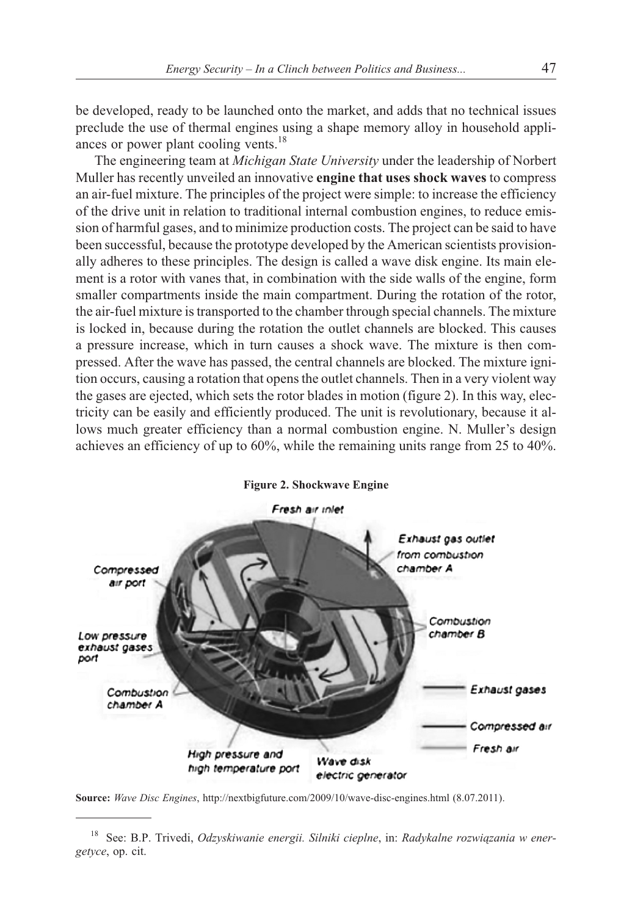be developed, ready to be launched onto the market, and adds that no technical issues preclude the use of thermal engines using a shape memory alloy in household appliances or power plant cooling vents.[18]

The engineering team at *Michigan State University* under the leadership of Norbert Muller has recently unveiled an innovative **engine that uses shock waves** to compress an air-fuel mixture. The principles of the project were simple: to increase the efficiency of the drive unit in relation to traditional internal combustion engines, to reduce emission of harmful gases, and to minimize production costs. The project can be said to have been successful, because the prototype developed by the American scientists provisionally adheres to these principles. The design is called a wave disk engine. Its main element is a rotor with vanes that, in combination with the side walls of the engine, form smaller compartments inside the main compartment. During the rotation of the rotor, the air-fuel mixture is transported to the chamber through special channels. The mixture is locked in, because during the rotation the outlet channels are blocked. This causes a pressure increase, which in turn causes a shock wave. The mixture is then compressed. After the wave has passed, the central channels are blocked. The mixture ignition occurs, causing a rotation that opens the outlet channels. Then in a very violent way the gases are ejected, which sets the rotor blades in motion (figure 2). In this way, electricity can be easily and efficiently produced. The unit is revolutionary, because it allows much greater efficiency than a normal combustion engine. N. Muller's design achieves an efficiency of up to 60%, while the remaining units range from 25 to 40%.

**Figure 2. Shockwave Engine**

Fresh air inlet; Exhaust gas outlet from combustion chamber A; Compressed air port; Combustion chamber B; Low pressure exhaust gases port; Combustion chamber A; Exhaust gases; Compressed air; Fresh air; High pressure and high temperature port; Wave disk electric generator

**Source:** *Wave Disc Engines*, http://nextbigfuture.com/2009/10/wave-disc-engines.html (8.07.2011).

---

[18] See: B.P. Trivedi, *Odzyskiwanie energii. Silniki cieplne*, in: *Radykalne rozwiązania w energetyce*, op. cit.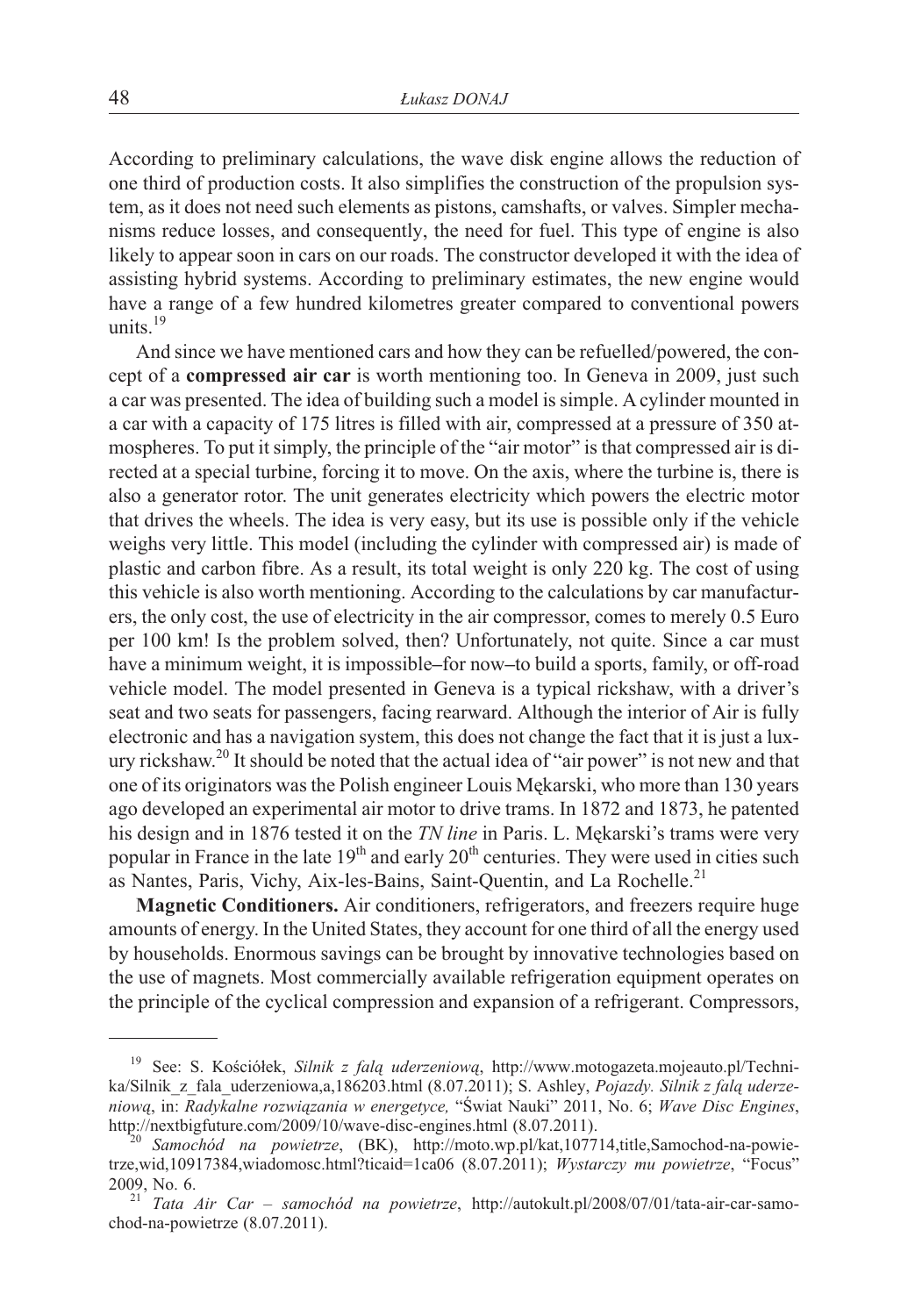According to preliminary calculations, the wave disk engine allows the reduction of one third of production costs. It also simplifies the construction of the propulsion system, as it does not need such elements as pistons, camshafts, or valves. Simpler mechanisms reduce losses, and consequently, the need for fuel. This type of engine is also likely to appear soon in cars on our roads. The constructor developed it with the idea of assisting hybrid systems. According to preliminary estimates, the new engine would have a range of a few hundred kilometres greater compared to conventional powers units.[19]

And since we have mentioned cars and how they can be refuelled/powered, the concept of a **compressed air car** is worth mentioning too. In Geneva in 2009, just such a car was presented. The idea of building such a model is simple. A cylinder mounted in a car with a capacity of 175 litres is filled with air, compressed at a pressure of 350 atmospheres. To put it simply, the principle of the "air motor" is that compressed air is directed at a special turbine, forcing it to move. On the axis, where the turbine is, there is also a generator rotor. The unit generates electricity which powers the electric motor that drives the wheels. The idea is very easy, but its use is possible only if the vehicle weighs very little. This model (including the cylinder with compressed air) is made of plastic and carbon fibre. As a result, its total weight is only 220 kg. The cost of using this vehicle is also worth mentioning. According to the calculations by car manufacturers, the only cost, the use of electricity in the air compressor, comes to merely 0.5 Euro per 100 km! Is the problem solved, then? Unfortunately, not quite. Since a car must have a minimum weight, it is impossible–for now–to build a sports, family, or off-road vehicle model. The model presented in Geneva is a typical rickshaw, with a driver's seat and two seats for passengers, facing rearward. Although the interior of Air is fully electronic and has a navigation system, this does not change the fact that it is just a luxury rickshaw.[20] It should be noted that the actual idea of "air power" is not new and that one of its originators was the Polish engineer Louis Mękarski, who more than 130 years ago developed an experimental air motor to drive trams. In 1872 and 1873, he patented his design and in 1876 tested it on the *TN line* in Paris. L. Mękarski's trams were very popular in France in the late 19th and early 20th centuries. They were used in cities such as Nantes, Paris, Vichy, Aix-les-Bains, Saint-Quentin, and La Rochelle.[21]

**Magnetic Conditioners.** Air conditioners, refrigerators, and freezers require huge amounts of energy. In the United States, they account for one third of all the energy used by households. Enormous savings can be brought by innovative technologies based on the use of magnets. Most commercially available refrigeration equipment operates on the principle of the cyclical compression and expansion of a refrigerant. Compressors,

---

[19] See: S. Kościółek, *Silnik z falą uderzeniową*, http://www.motogazeta.mojeauto.pl/Technika/Silnik_z_fala_uderzeniowa,a,186203.html (8.07.2011); S. Ashley, *Pojazdy. Silnik z falą uderzeniową*, in: *Radykalne rozwiązania w energetyce,* "Świat Nauki" 2011, No. 6; *Wave Disc Engines*, http://nextbigfuture.com/2009/10/wave-disc-engines.html (8.07.2011).

[20] *Samochód na powietrze*, (BK), http://moto.wp.pl/kat,107714,title,Samochod-na-powietrze,wid,10917384,wiadomosc.html?ticaid=1ca06 (8.07.2011); *Wystarczy mu powietrze*, "Focus" 2009, No. 6.

[21] *Tata Air Car – samochód na powietrze*, http://autokult.pl/2008/07/01/tata-air-car-samochod-na-powietrze (8.07.2011).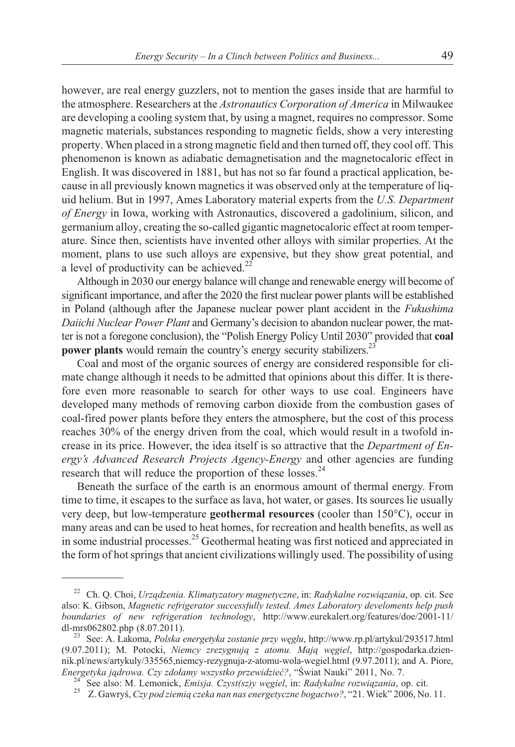however, are real energy guzzlers, not to mention the gases inside that are harmful to the atmosphere. Researchers at the *Astronautics Corporation of America* in Milwaukee are developing a cooling system that, by using a magnet, requires no compressor. Some magnetic materials, substances responding to magnetic fields, show a very interesting property. When placed in a strong magnetic field and then turned off, they cool off. This phenomenon is known as adiabatic demagnetisation and the magnetocaloric effect in English. It was discovered in 1881, but has not so far found a practical application, because in all previously known magnetics it was observed only at the temperature of liquid helium. But in 1997, Ames Laboratory material experts from the *U.S. Department of Energy* in Iowa, working with Astronautics, discovered a gadolinium, silicon, and germanium alloy, creating the so-called gigantic magnetocaloric effect at room temperature. Since then, scientists have invented other alloys with similar properties. At the moment, plans to use such alloys are expensive, but they show great potential, and a level of productivity can be achieved.[22]

Although in 2030 our energy balance will change and renewable energy will become of significant importance, and after the 2020 the first nuclear power plants will be established in Poland (although after the Japanese nuclear power plant accident in the *Fukushima Daiichi Nuclear Power Plant* and Germany's decision to abandon nuclear power, the matter is not a foregone conclusion), the "Polish Energy Policy Until 2030" provided that **coal power plants** would remain the country's energy security stabilizers.[23]

Coal and most of the organic sources of energy are considered responsible for climate change although it needs to be admitted that opinions about this differ. It is therefore even more reasonable to search for other ways to use coal. Engineers have developed many methods of removing carbon dioxide from the combustion gases of coal-fired power plants before they enters the atmosphere, but the cost of this process reaches 30% of the energy driven from the coal, which would result in a twofold increase in its price. However, the idea itself is so attractive that the *Department of Energy's Advanced Research Projects Agency-Energy* and other agencies are funding research that will reduce the proportion of these losses.[24]

Beneath the surface of the earth is an enormous amount of thermal energy. From time to time, it escapes to the surface as lava, hot water, or gases. Its sources lie usually very deep, but low-temperature **geothermal resources** (cooler than 150°C), occur in many areas and can be used to heat homes, for recreation and health benefits, as well as in some industrial processes.[25] Geothermal heating was first noticed and appreciated in the form of hot springs that ancient civilizations willingly used. The possibility of using

---

[22] Ch. Q. Choi, *Urządzenia. Klimatyzatory magnetyczne*, in: *Radykalne rozwiązania*, op. cit. See also: K. Gibson, *Magnetic refrigerator successfully tested. Ames Laboratory develoments help push boundaries of new refrigeration technology*, http://www.eurekalert.org/features/doe/2001-11/dl-mrs062802.php (8.07.2011).

[23] See: A. Łakoma, *Polska energetyka zostanie przy węglu*, http://www.rp.pl/artykul/293517.html (9.07.2011); M. Potocki, *Niemcy zrezygnują z atomu. Mają węgiel*, http://gospodarka.dziennik.pl/news/artykuly/335565,niemcy-rezygnuja-z-atomu-wola-wegiel.html (9.97.2011); and A. Piore, *Energetyka jądrowa. Czy zdołamy wszystko przewidzieć?*, "Świat Nauki" 2011, No. 7.

[24] See also: M. Lemonick, *Emisja. Czyst(sz)y węgiel*, in: *Radykalne rozwiązania*, op. cit.

[25] Z. Gawryś, *Czy pod ziemią czeka nan nas energetyczne bogactwo?*, "21. Wiek" 2006, No. 11.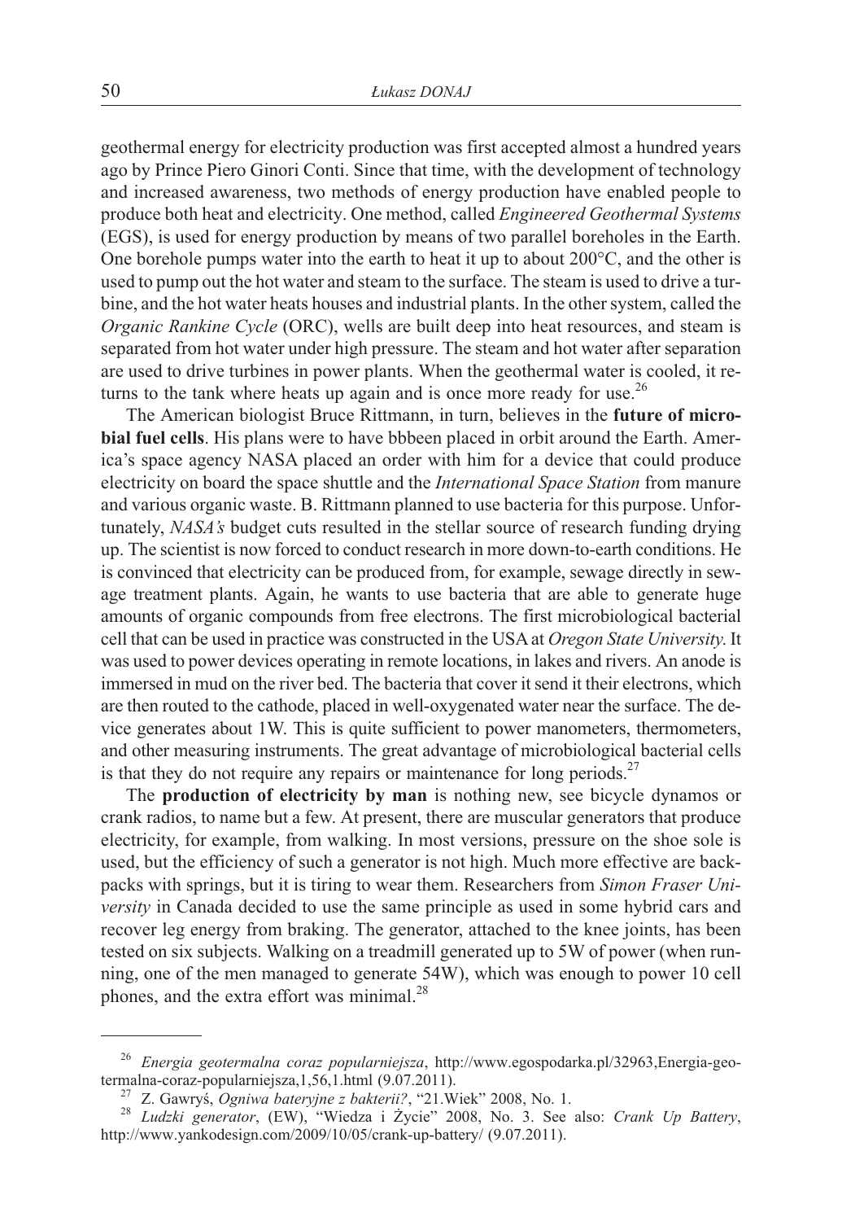geothermal energy for electricity production was first accepted almost a hundred years ago by Prince Piero Ginori Conti. Since that time, with the development of technology and increased awareness, two methods of energy production have enabled people to produce both heat and electricity. One method, called *Engineered Geothermal Systems* (EGS), is used for energy production by means of two parallel boreholes in the Earth. One borehole pumps water into the earth to heat it up to about 200°C, and the other is used to pump out the hot water and steam to the surface. The steam is used to drive a turbine, and the hot water heats houses and industrial plants. In the other system, called the *Organic Rankine Cycle* (ORC), wells are built deep into heat resources, and steam is separated from hot water under high pressure. The steam and hot water after separation are used to drive turbines in power plants. When the geothermal water is cooled, it returns to the tank where heats up again and is once more ready for use.[26]

The American biologist Bruce Rittmann, in turn, believes in the **future of microbial fuel cells**. His plans were to have bbbeen placed in orbit around the Earth. America's space agency NASA placed an order with him for a device that could produce electricity on board the space shuttle and the *International Space Station* from manure and various organic waste. B. Rittmann planned to use bacteria for this purpose. Unfortunately, *NASA's* budget cuts resulted in the stellar source of research funding drying up. The scientist is now forced to conduct research in more down-to-earth conditions. He is convinced that electricity can be produced from, for example, sewage directly in sewage treatment plants. Again, he wants to use bacteria that are able to generate huge amounts of organic compounds from free electrons. The first microbiological bacterial cell that can be used in practice was constructed in the USA at *Oregon State University*. It was used to power devices operating in remote locations, in lakes and rivers. An anode is immersed in mud on the river bed. The bacteria that cover it send it their electrons, which are then routed to the cathode, placed in well-oxygenated water near the surface. The device generates about 1W. This is quite sufficient to power manometers, thermometers, and other measuring instruments. The great advantage of microbiological bacterial cells is that they do not require any repairs or maintenance for long periods.[27]

The **production of electricity by man** is nothing new, see bicycle dynamos or crank radios, to name but a few. At present, there are muscular generators that produce electricity, for example, from walking. In most versions, pressure on the shoe sole is used, but the efficiency of such a generator is not high. Much more effective are backpacks with springs, but it is tiring to wear them. Researchers from *Simon Fraser University* in Canada decided to use the same principle as used in some hybrid cars and recover leg energy from braking. The generator, attached to the knee joints, has been tested on six subjects. Walking on a treadmill generated up to 5W of power (when running, one of the men managed to generate 54W), which was enough to power 10 cell phones, and the extra effort was minimal.[28]

---

[26] *Energia geotermalna coraz popularniejsza*, http://www.egospodarka.pl/32963,Energia-geotermalna-coraz-popularniejsza,1,56,1.html (9.07.2011).

[27] Z. Gawryś, *Ogniwa bateryjne z bakterii?*, "21.Wiek" 2008, No. 1.

[28] *Ludzki generator*, (EW), "Wiedza i Życie" 2008, No. 3. See also: *Crank Up Battery*, http://www.yankodesign.com/2009/10/05/crank-up-battery/ (9.07.2011).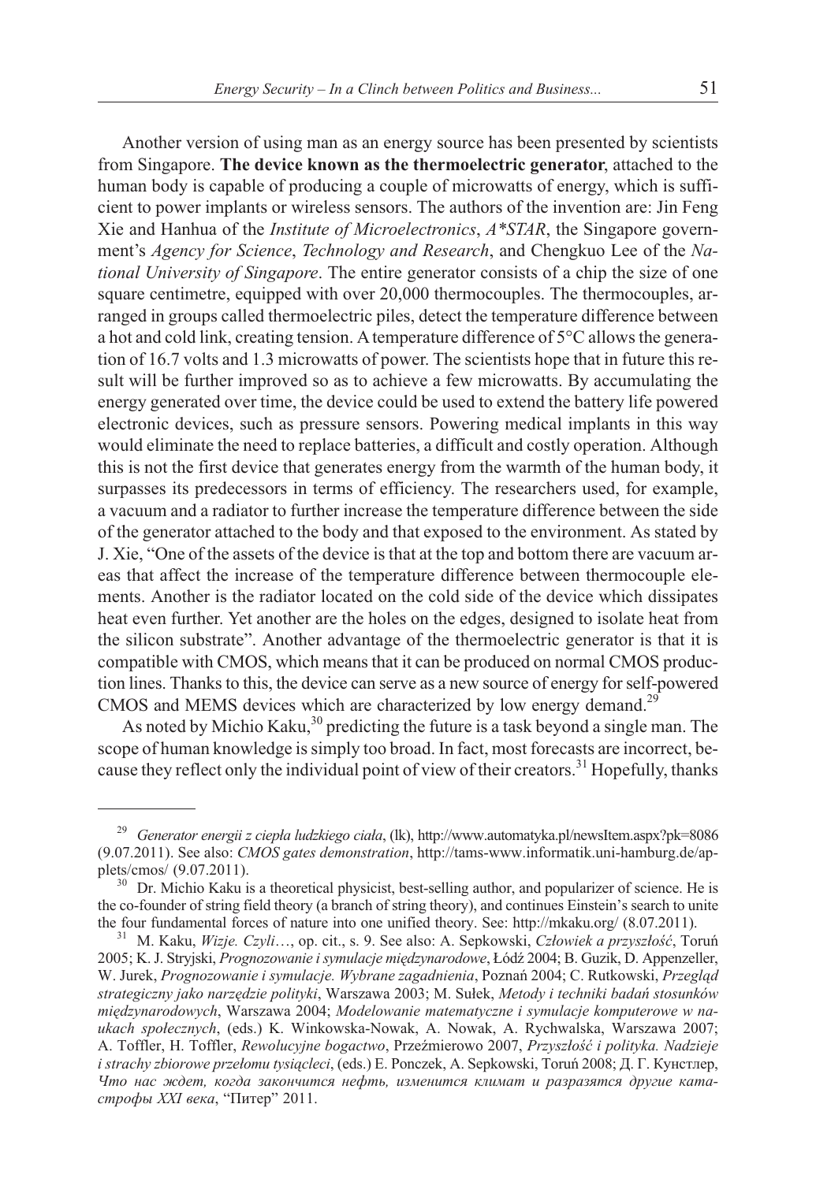Another version of using man as an energy source has been presented by scientists from Singapore. **The device known as the thermoelectric generator**, attached to the human body is capable of producing a couple of microwatts of energy, which is sufficient to power implants or wireless sensors. The authors of the invention are: Jin Feng Xie and Hanhua of the *Institute of Microelectronics*, *A*STAR*, the Singapore government's *Agency for Science*, *Technology and Research*, and Chengkuo Lee of the *National University of Singapore*. The entire generator consists of a chip the size of one square centimetre, equipped with over 20,000 thermocouples. The thermocouples, arranged in groups called thermoelectric piles, detect the temperature difference between a hot and cold link, creating tension. A temperature difference of 5°C allows the generation of 16.7 volts and 1.3 microwatts of power. The scientists hope that in future this result will be further improved so as to achieve a few microwatts. By accumulating the energy generated over time, the device could be used to extend the battery life powered electronic devices, such as pressure sensors. Powering medical implants in this way would eliminate the need to replace batteries, a difficult and costly operation. Although this is not the first device that generates energy from the warmth of the human body, it surpasses its predecessors in terms of efficiency. The researchers used, for example, a vacuum and a radiator to further increase the temperature difference between the side of the generator attached to the body and that exposed to the environment. As stated by J. Xie, "One of the assets of the device is that at the top and bottom there are vacuum areas that affect the increase of the temperature difference between thermocouple elements. Another is the radiator located on the cold side of the device which dissipates heat even further. Yet another are the holes on the edges, designed to isolate heat from the silicon substrate". Another advantage of the thermoelectric generator is that it is compatible with CMOS, which means that it can be produced on normal CMOS production lines. Thanks to this, the device can serve as a new source of energy for self-powered CMOS and MEMS devices which are characterized by low energy demand.[29]

As noted by Michio Kaku,[30] predicting the future is a task beyond a single man. The scope of human knowledge is simply too broad. In fact, most forecasts are incorrect, because they reflect only the individual point of view of their creators.[31] Hopefully, thanks

---

[29] *Generator energii z ciepła ludzkiego ciała*, (lk), http://www.automatyka.pl/newsItem.aspx?pk=8086 (9.07.2011). See also: *CMOS gates demonstration*, http://tams-www.informatik.uni-hamburg.de/applets/cmos/ (9.07.2011).

[30] Dr. Michio Kaku is a theoretical physicist, best-selling author, and popularizer of science. He is the co-founder of string field theory (a branch of string theory), and continues Einstein's search to unite the four fundamental forces of nature into one unified theory. See: http://mkaku.org/ (8.07.2011).

[31] M. Kaku, *Wizje. Czyli…*, op. cit., s. 9. See also: A. Sepkowski, *Człowiek a przyszłość*, Toruń 2005; K. J. Stryjski, *Prognozowanie i symulacje międzynarodowe*, Łódź 2004; B. Guzik, D. Appenzeller, W. Jurek, *Prognozowanie i symulacje. Wybrane zagadnienia*, Poznań 2004; C. Rutkowski, *Przegląd strategiczny jako narzędzie polityki*, Warszawa 2003; M. Sułek, *Metody i techniki badań stosunków międzynarodowych*, Warszawa 2004; *Modelowanie matematyczne i symulacje komputerowe w naukach społecznych*, (eds.) K. Winkowska-Nowak, A. Nowak, A. Rychwalska, Warszawa 2007; A. Toffler, H. Toffler, *Rewolucyjne bogactwo*, Przeźmierowo 2007, *Przyszłość i polityka. Nadzieje i strachy zbiorowe przełomu tysiącleci*, (eds.) E. Ponczek, A. Sepkowski, Toruń 2008; Д. Г. Кунстлер, *Что нас ждет, когда закончится нефть, изменится климат и разразятся другие катастрофы XXI века*, "Питер" 2011.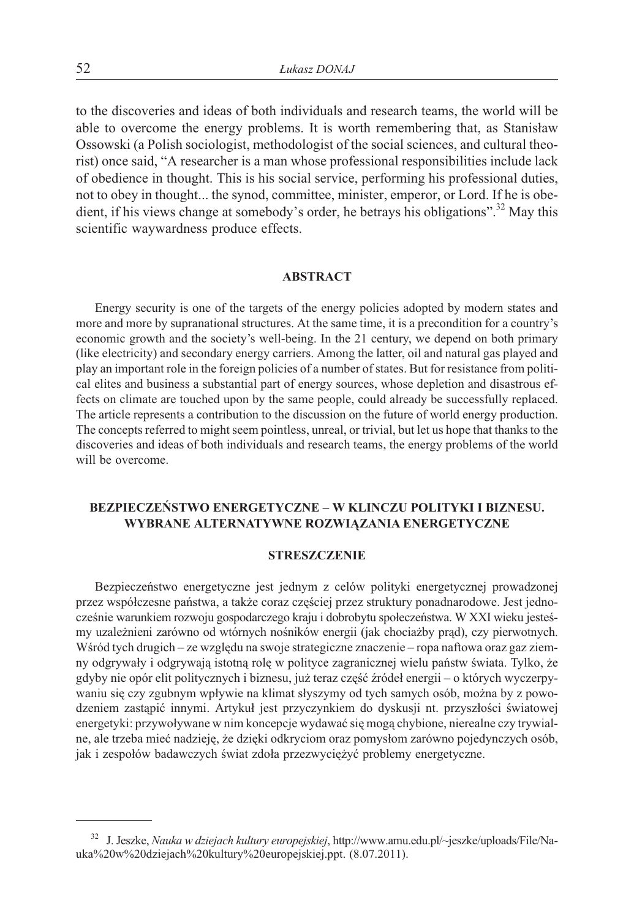to the discoveries and ideas of both individuals and research teams, the world will be able to overcome the energy problems. It is worth remembering that, as Stanisław Ossowski (a Polish sociologist, methodologist of the social sciences, and cultural theorist) once said, "A researcher is a man whose professional responsibilities include lack of obedience in thought. This is his social service, performing his professional duties, not to obey in thought... the synod, committee, minister, emperor, or Lord. If he is obedient, if his views change at somebody's order, he betrays his obligations".[32] May this scientific waywardness produce effects.

## ABSTRACT

Energy security is one of the targets of the energy policies adopted by modern states and more and more by supranational structures. At the same time, it is a precondition for a country's economic growth and the society's well-being. In the 21 century, we depend on both primary (like electricity) and secondary energy carriers. Among the latter, oil and natural gas played and play an important role in the foreign policies of a number of states. But for resistance from political elites and business a substantial part of energy sources, whose depletion and disastrous effects on climate are touched upon by the same people, could already be successfully replaced. The article represents a contribution to the discussion on the future of world energy production. The concepts referred to might seem pointless, unreal, or trivial, but let us hope that thanks to the discoveries and ideas of both individuals and research teams, the energy problems of the world will be overcome.

## BEZPIECZEŃSTWO ENERGETYCZNE – W KLINCZU POLITYKI I BIZNESU. WYBRANE ALTERNATYWNE ROZWIĄZANIA ENERGETYCZNE

## STRESZCZENIE

Bezpieczeństwo energetyczne jest jednym z celów polityki energetycznej prowadzonej przez współczesne państwa, a także coraz częściej przez struktury ponadnarodowe. Jest jednocześnie warunkiem rozwoju gospodarczego kraju i dobrobytu społeczeństwa. W XXI wieku jesteśmy uzależnieni zarówno od wtórnych nośników energii (jak chociażby prąd), czy pierwotnych. Wśród tych drugich – ze względu na swoje strategiczne znaczenie – ropa naftowa oraz gaz ziemny odgrywały i odgrywają istotną rolę w polityce zagranicznej wielu państw świata. Tylko, że gdyby nie opór elit politycznych i biznesu, już teraz część źródeł energii – o których wyczerpywaniu się czy zgubnym wpływie na klimat słyszymy od tych samych osób, można by z powodzeniem zastąpić innymi. Artykuł jest przyczynkiem do dyskusji nt. przyszłości światowej energetyki: przywoływane w nim koncepcje wydawać się mogą chybione, nierealne czy trywialne, ale trzeba mieć nadzieję, że dzięki odkryciom oraz pomysłom zarówno pojedynczych osób, jak i zespołów badawczych świat zdoła przezwyciężyć problemy energetyczne.

---

[32] J. Jeszke, *Nauka w dziejach kultury europejskiej*, http://www.amu.edu.pl/~jeszke/uploads/File/Nauka%20w%20dziejach%20kultury%20europejskiej.ppt. (8.07.2011).